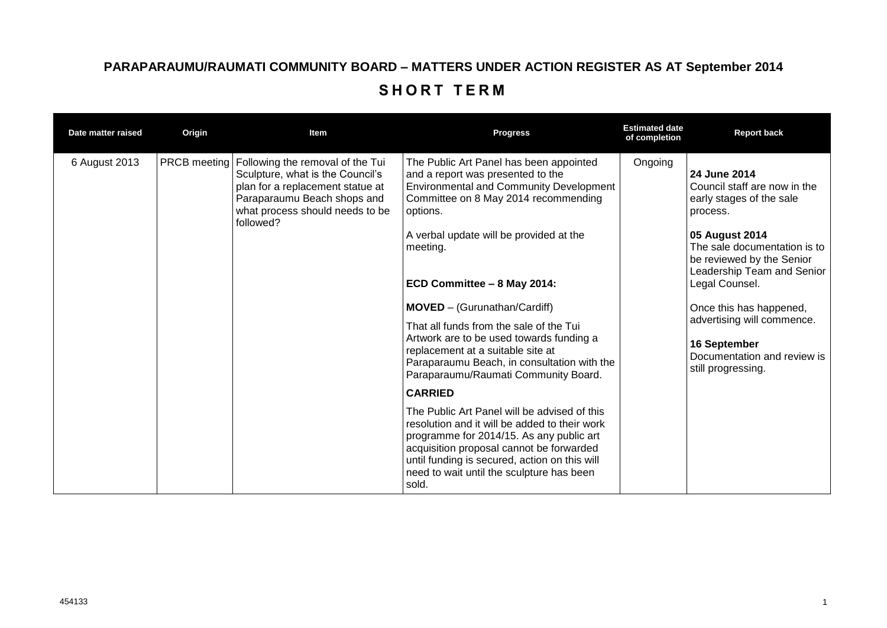# PARAPARAUMU/RAUMATI COMMUNITY BOARD – MATTERS UNDER ACTION REGISTER AS AT September 2014

## SHORT TERM

| Date matter raised | Origin | Item | Progress | Estimated date of completion | Report back |
|---|---|---|---|---|---|
| 6 August 2013 | PRCB meeting | Following the removal of the Tui Sculpture, what is the Council's plan for a replacement statue at Paraparaumu Beach shops and what process should needs to be followed? | The Public Art Panel has been appointed and a report was presented to the Environmental and Community Development Committee on 8 May 2014 recommending options.<br><br>A verbal update will be provided at the meeting.<br><br>**ECD Committee – 8 May 2014:**<br><br>**MOVED** – (Gurunathan/Cardiff)<br><br>That all funds from the sale of the Tui Artwork are to be used towards funding a replacement at a suitable site at Paraparaumu Beach, in consultation with the Paraparaumu/Raumati Community Board.<br><br>**CARRIED**<br><br>The Public Art Panel will be advised of this resolution and it will be added to their work programme for 2014/15. As any public art acquisition proposal cannot be forwarded until funding is secured, action on this will need to wait until the sculpture has been sold. | Ongoing | **24 June 2014**<br>Council staff are now in the early stages of the sale process.<br><br>**05 August 2014**<br>The sale documentation is to be reviewed by the Senior Leadership Team and Senior Legal Counsel.<br><br>Once this has happened, advertising will commence.<br><br>**16 September**<br>Documentation and review is still progressing. |

454133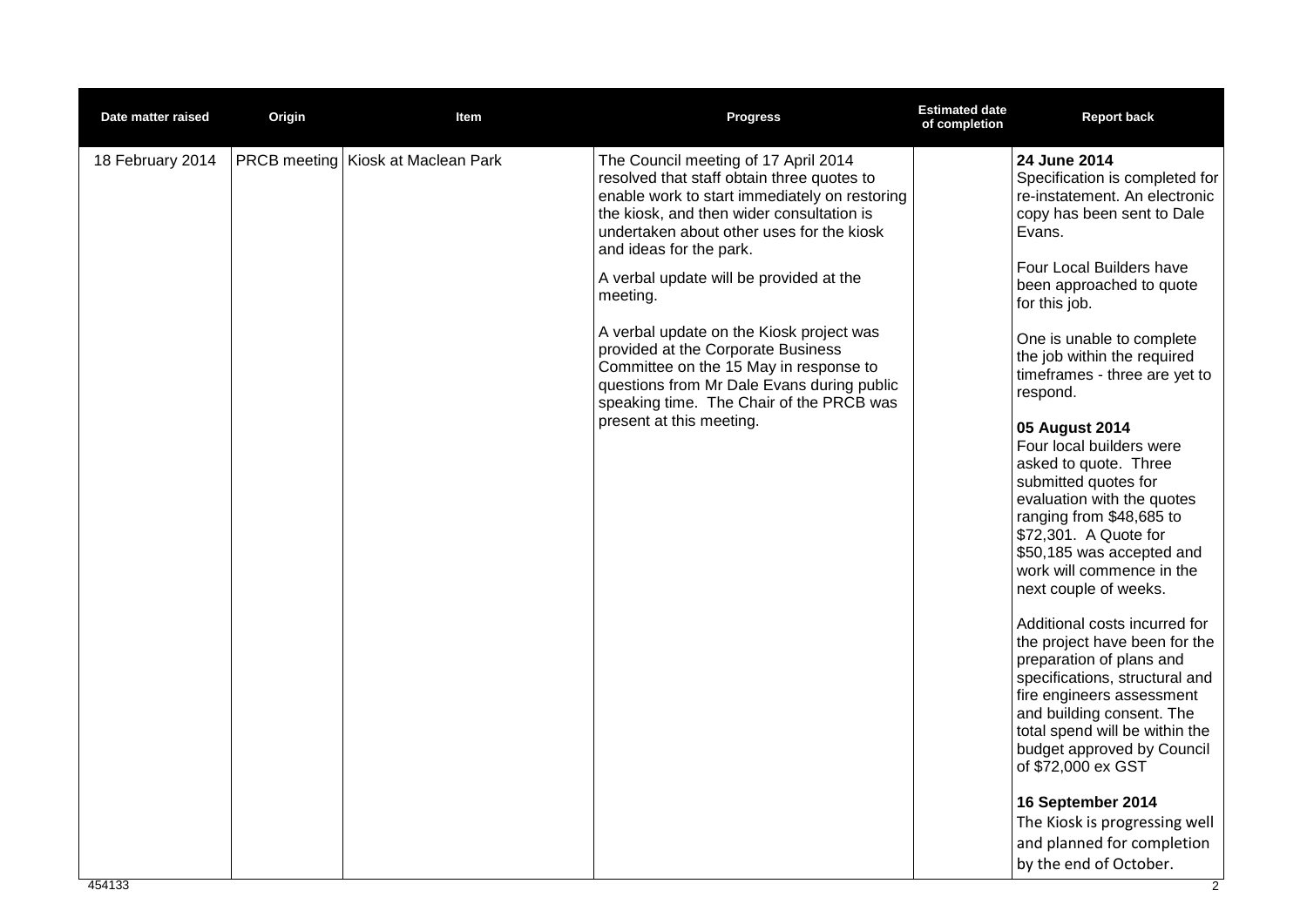| Date matter raised | Origin | Item | Progress | Estimated date of completion | Report back |
|---|---|---|---|---|---|
| 18 February 2014 | PRCB meeting | Kiosk at Maclean Park | The Council meeting of 17 April 2014 resolved that staff obtain three quotes to enable work to start immediately on restoring the kiosk, and then wider consultation is undertaken about other uses for the kiosk and ideas for the park.<br><br>A verbal update will be provided at the meeting.<br><br>A verbal update on the Kiosk project was provided at the Corporate Business Committee on the 15 May in response to questions from Mr Dale Evans during public speaking time. The Chair of the PRCB was present at this meeting. | | **24 June 2014**<br>Specification is completed for re-instatement. An electronic copy has been sent to Dale Evans.<br><br>Four Local Builders have been approached to quote for this job.<br><br>One is unable to complete the job within the required timeframes - three are yet to respond.<br><br>**05 August 2014**<br>Four local builders were asked to quote. Three submitted quotes for evaluation with the quotes ranging from $48,685 to $72,301. A Quote for $50,185 was accepted and work will commence in the next couple of weeks.<br><br>Additional costs incurred for the project have been for the preparation of plans and specifications, structural and fire engineers assessment and building consent. The total spend will be within the budget approved by Council of $72,000 ex GST<br><br>**16 September 2014**<br>The Kiosk is progressing well and planned for completion by the end of October. |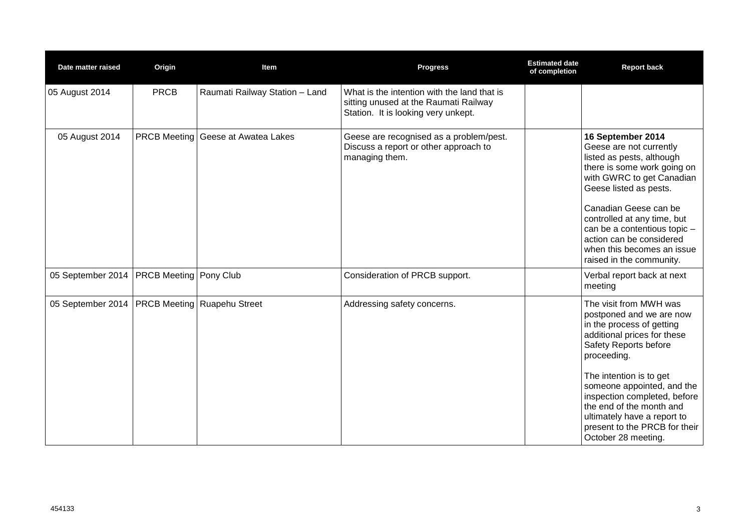| Date matter raised | Origin | Item | Progress | Estimated date of completion | Report back |
|---|---|---|---|---|---|
| 05 August 2014 | PRCB | Raumati Railway Station – Land | What is the intention with the land that is sitting unused at the Raumati Railway Station. It is looking very unkept. | | |
| 05 August 2014 | PRCB Meeting | Geese at Awatea Lakes | Geese are recognised as a problem/pest. Discuss a report or other approach to managing them. | | **16 September 2014** Geese are not currently listed as pests, although there is some work going on with GWRC to get Canadian Geese listed as pests. Canadian Geese can be controlled at any time, but can be a contentious topic – action can be considered when this becomes an issue raised in the community. |
| 05 September 2014 | PRCB Meeting | Pony Club | Consideration of PRCB support. | | Verbal report back at next meeting |
| 05 September 2014 | PRCB Meeting | Ruapehu Street | Addressing safety concerns. | | The visit from MWH was postponed and we are now in the process of getting additional prices for these Safety Reports before proceeding. The intention is to get someone appointed, and the inspection completed, before the end of the month and ultimately have a report to present to the PRCB for their October 28 meeting. |

454133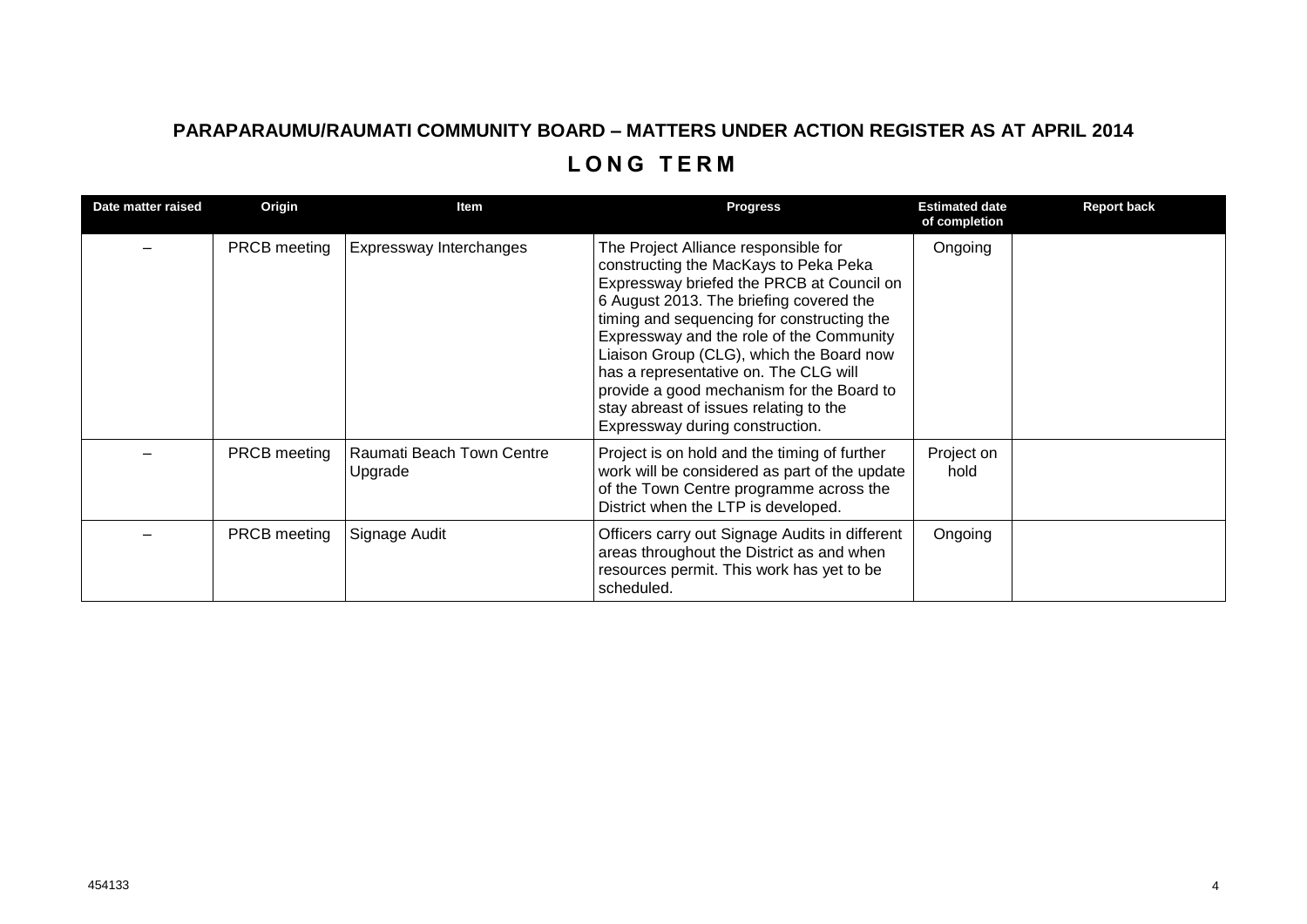## PARAPARAUMU/RAUMATI COMMUNITY BOARD – MATTERS UNDER ACTION REGISTER AS AT APRIL 2014

## LONG TERM

| Date matter raised | Origin | Item | Progress | Estimated date of completion | Report back |
|---|---|---|---|---|---|
| – | PRCB meeting | Expressway Interchanges | The Project Alliance responsible for constructing the MacKays to Peka Peka Expressway briefed the PRCB at Council on 6 August 2013. The briefing covered the timing and sequencing for constructing the Expressway and the role of the Community Liaison Group (CLG), which the Board now has a representative on. The CLG will provide a good mechanism for the Board to stay abreast of issues relating to the Expressway during construction. | Ongoing | |
| – | PRCB meeting | Raumati Beach Town Centre Upgrade | Project is on hold and the timing of further work will be considered as part of the update of the Town Centre programme across the District when the LTP is developed. | Project on hold | |
| – | PRCB meeting | Signage Audit | Officers carry out Signage Audits in different areas throughout the District as and when resources permit. This work has yet to be scheduled. | Ongoing | |

454133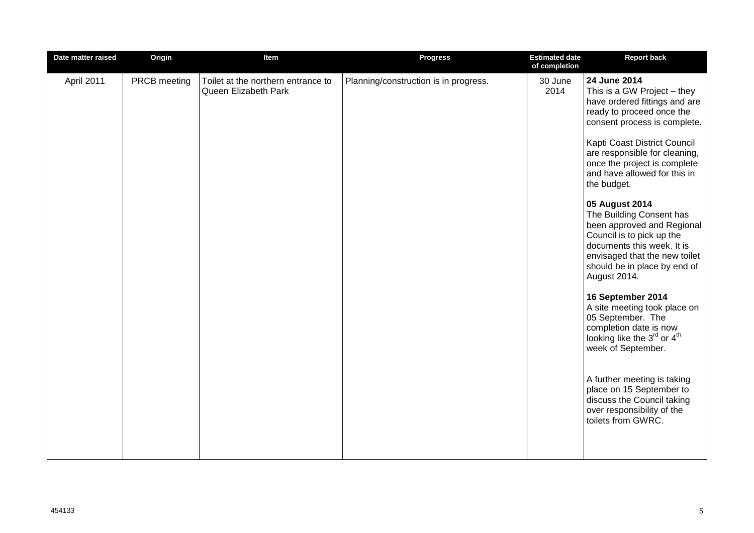| Date matter raised | Origin | Item | Progress | Estimated date of completion | Report back |
|---|---|---|---|---|---|
| April 2011 | PRCB meeting | Toilet at the northern entrance to Queen Elizabeth Park | Planning/construction is in progress. | 30 June 2014 | **24 June 2014**<br>This is a GW Project – they have ordered fittings and are ready to proceed once the consent process is complete.<br><br>Kapti Coast District Council are responsible for cleaning, once the project is complete and have allowed for this in the budget.<br><br>**05 August 2014**<br>The Building Consent has been approved and Regional Council is to pick up the documents this week. It is envisaged that the new toilet should be in place by end of August 2014.<br><br>**16 September 2014**<br>A site meeting took place on 05 September. The completion date is now looking like the 3rd or 4th week of September.<br><br>A further meeting is taking place on 15 September to discuss the Council taking over responsibility of the toilets from GWRC. |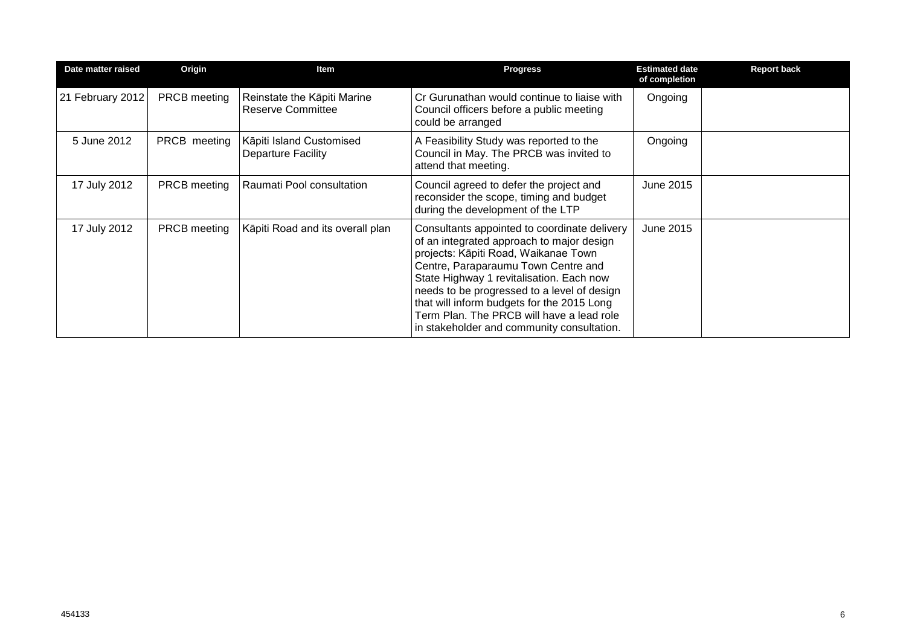| Date matter raised | Origin | Item | Progress | Estimated date of completion | Report back |
|---|---|---|---|---|---|
| 21 February 2012 | PRCB meeting | Reinstate the Kāpiti Marine Reserve Committee | Cr Gurunathan would continue to liaise with Council officers before a public meeting could be arranged | Ongoing | |
| 5 June 2012 | PRCB meeting | Kāpiti Island Customised Departure Facility | A Feasibility Study was reported to the Council in May. The PRCB was invited to attend that meeting. | Ongoing | |
| 17 July 2012 | PRCB meeting | Raumati Pool consultation | Council agreed to defer the project and reconsider the scope, timing and budget during the development of the LTP | June 2015 | |
| 17 July 2012 | PRCB meeting | Kāpiti Road and its overall plan | Consultants appointed to coordinate delivery of an integrated approach to major design projects: Kāpiti Road, Waikanae Town Centre, Paraparaumu Town Centre and State Highway 1 revitalisation. Each now needs to be progressed to a level of design that will inform budgets for the 2015 Long Term Plan. The PRCB will have a lead role in stakeholder and community consultation. | June 2015 | |

454133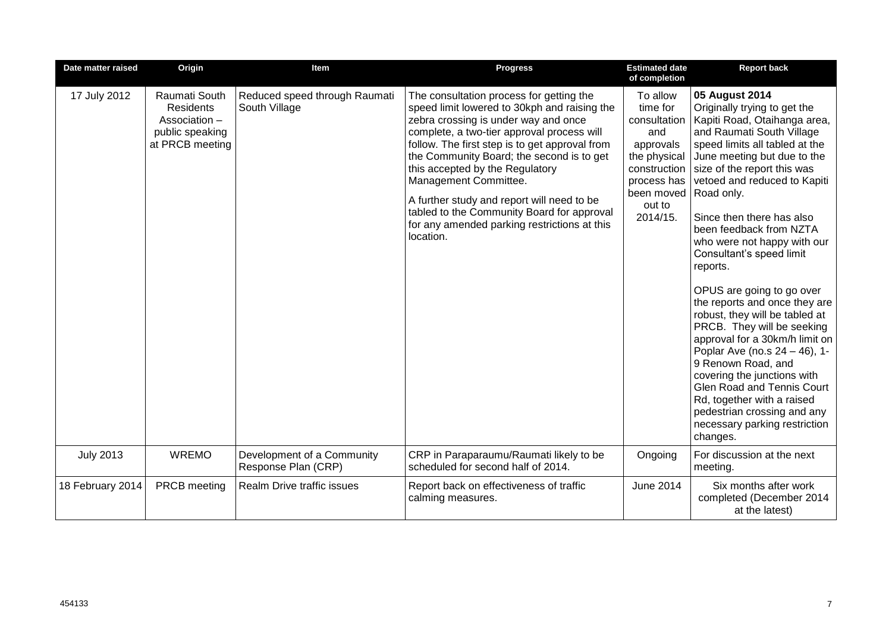| Date matter raised | Origin | Item | Progress | Estimated date of completion | Report back |
|---|---|---|---|---|---|
| 17 July 2012 | Raumati South Residents Association – public speaking at PRCB meeting | Reduced speed through Raumati South Village | The consultation process for getting the speed limit lowered to 30kph and raising the zebra crossing is under way and once complete, a two-tier approval process will follow. The first step is to get approval from the Community Board; the second is to get this accepted by the Regulatory Management Committee.<br><br>A further study and report will need to be tabled to the Community Board for approval for any amended parking restrictions at this location. | To allow time for consultation and approvals the physical construction process has been moved out to 2014/15. | **05 August 2014**<br>Originally trying to get the Kapiti Road, Otaihanga area, and Raumati South Village speed limits all tabled at the June meeting but due to the size of the report this was vetoed and reduced to Kapiti Road only.<br><br>Since then there has also been feedback from NZTA who were not happy with our Consultant's speed limit reports.<br><br>OPUS are going to go over the reports and once they are robust, they will be tabled at PRCB. They will be seeking approval for a 30km/h limit on Poplar Ave (no.s 24 – 46), 1-9 Renown Road, and covering the junctions with Glen Road and Tennis Court Rd, together with a raised pedestrian crossing and any necessary parking restriction changes. |
| July 2013 | WREMO | Development of a Community Response Plan (CRP) | CRP in Paraparaumu/Raumati likely to be scheduled for second half of 2014. | Ongoing | For discussion at the next meeting. |
| 18 February 2014 | PRCB meeting | Realm Drive traffic issues | Report back on effectiveness of traffic calming measures. | June 2014 | Six months after work completed (December 2014 at the latest) |

454133